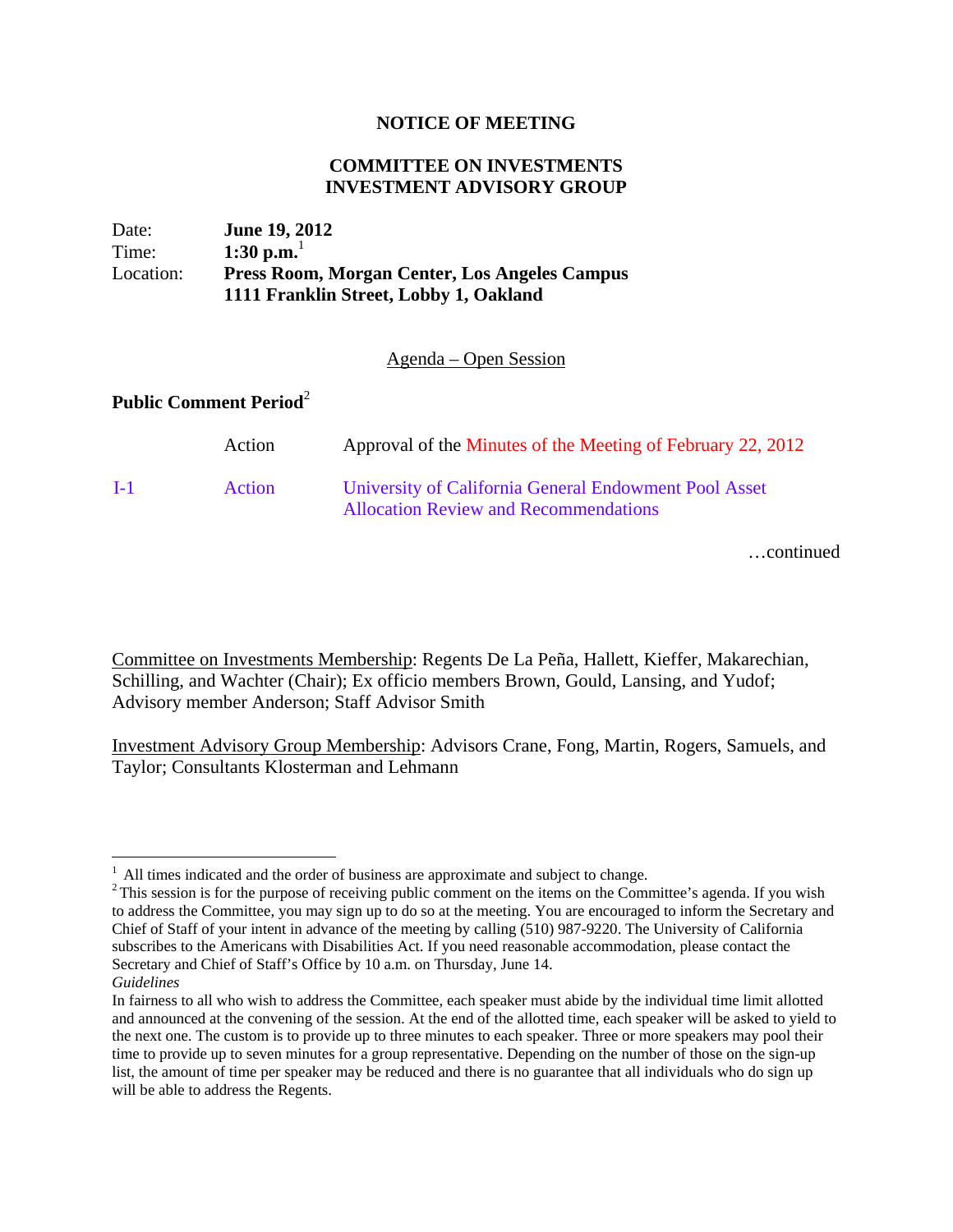**NOTICE OF MEETING**

**COMMITTEE ON INVESTMENTS**
**INVESTMENT ADVISORY GROUP**

Date: **June 19, 2012**
Time: **1:30 p.m.**[1]
Location: **Press Room, Morgan Center, Los Angeles Campus**
**1111 Franklin Street, Lobby 1, Oakland**

Agenda – Open Session

**Public Comment Period**[2]

| | | |
|---|---|---|
| | Action | Approval of the Minutes of the Meeting of February 22, 2012 |
| I-1 | Action | University of California General Endowment Pool Asset Allocation Review and Recommendations |

…continued

Committee on Investments Membership: Regents De La Peña, Hallett, Kieffer, Makarechian, Schilling, and Wachter (Chair); Ex officio members Brown, Gould, Lansing, and Yudof; Advisory member Anderson; Staff Advisor Smith

Investment Advisory Group Membership: Advisors Crane, Fong, Martin, Rogers, Samuels, and Taylor; Consultants Klosterman and Lehmann

---

[1] All times indicated and the order of business are approximate and subject to change.

[2] This session is for the purpose of receiving public comment on the items on the Committee's agenda. If you wish to address the Committee, you may sign up to do so at the meeting. You are encouraged to inform the Secretary and Chief of Staff of your intent in advance of the meeting by calling (510) 987-9220. The University of California subscribes to the Americans with Disabilities Act. If you need reasonable accommodation, please contact the Secretary and Chief of Staff's Office by 10 a.m. on Thursday, June 14.

*Guidelines*

In fairness to all who wish to address the Committee, each speaker must abide by the individual time limit allotted and announced at the convening of the session. At the end of the allotted time, each speaker will be asked to yield to the next one. The custom is to provide up to three minutes to each speaker. Three or more speakers may pool their time to provide up to seven minutes for a group representative. Depending on the number of those on the sign-up list, the amount of time per speaker may be reduced and there is no guarantee that all individuals who do sign up will be able to address the Regents.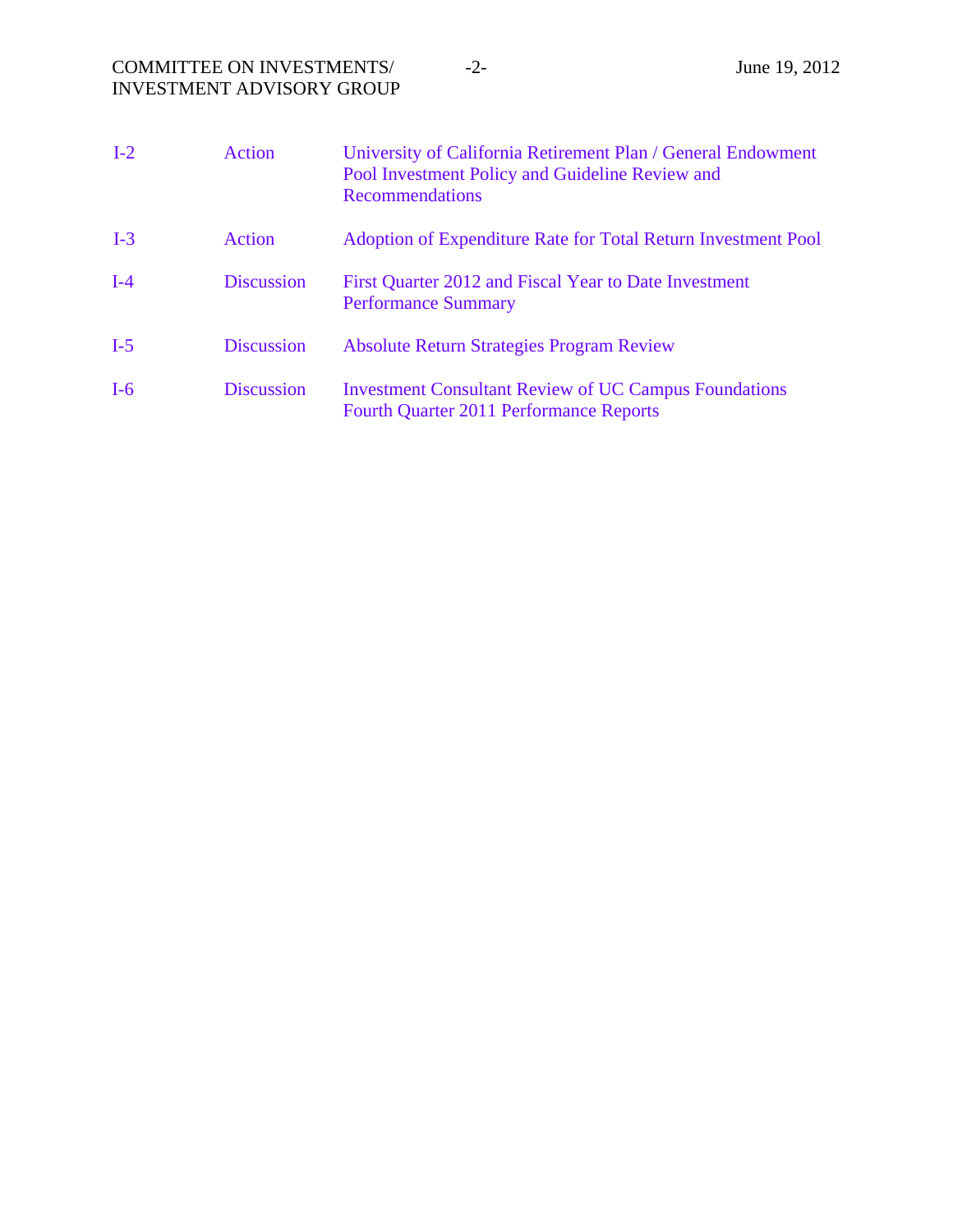| | | |
|---|---|---|
| I-2 | Action | University of California Retirement Plan / General Endowment Pool Investment Policy and Guideline Review and Recommendations |
| I-3 | Action | Adoption of Expenditure Rate for Total Return Investment Pool |
| I-4 | Discussion | First Quarter 2012 and Fiscal Year to Date Investment Performance Summary |
| I-5 | Discussion | Absolute Return Strategies Program Review |
| I-6 | Discussion | Investment Consultant Review of UC Campus Foundations Fourth Quarter 2011 Performance Reports |